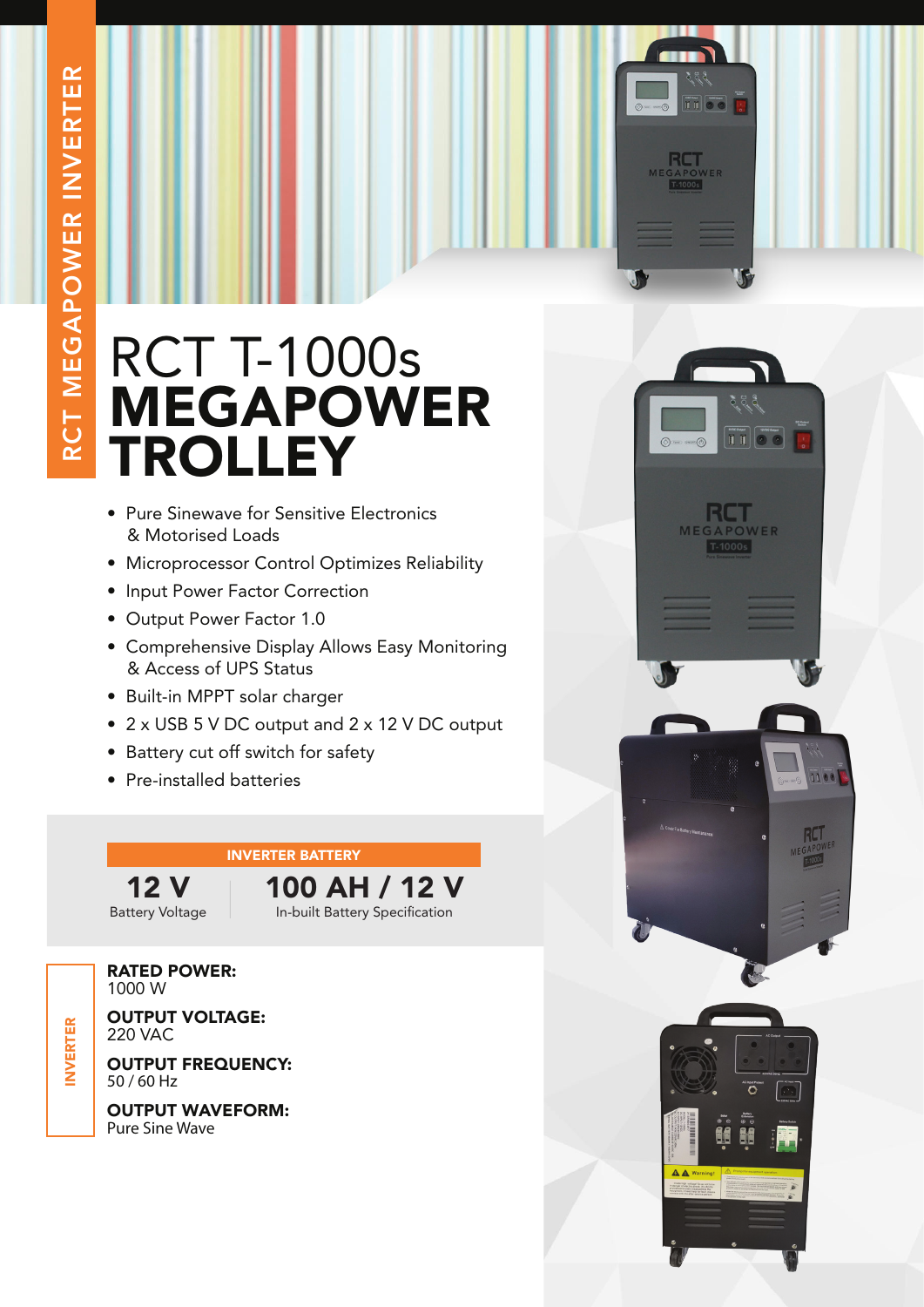RCT MEGAPOWER INVERTER

# RCT T-1000s MEGAPOWER TROLLEY

- Pure Sinewave for Sensitive Electronics & Motorised Loads
- Microprocessor Control Optimizes Reliability
- Input Power Factor Correction
- Output Power Factor 1.0
- Comprehensive Display Allows Easy Monitoring & Access of UPS Status
- Built-in MPPT solar charger
- 2 x USB 5 V DC output and 2 x 12 V DC output
- Battery cut off switch for safety
- Pre-installed batteries

## INVERTER BATTERY

| 12 V | 100 AH / 12 V |
|---|---|
| Battery Voltage | In-built Battery Specification |

## INVERTER

**RATED POWER:**
1000 W

**OUTPUT VOLTAGE:**
220 VAC

**OUTPUT FREQUENCY:**
50 / 60 Hz

**OUTPUT WAVEFORM:**
Pure Sine Wave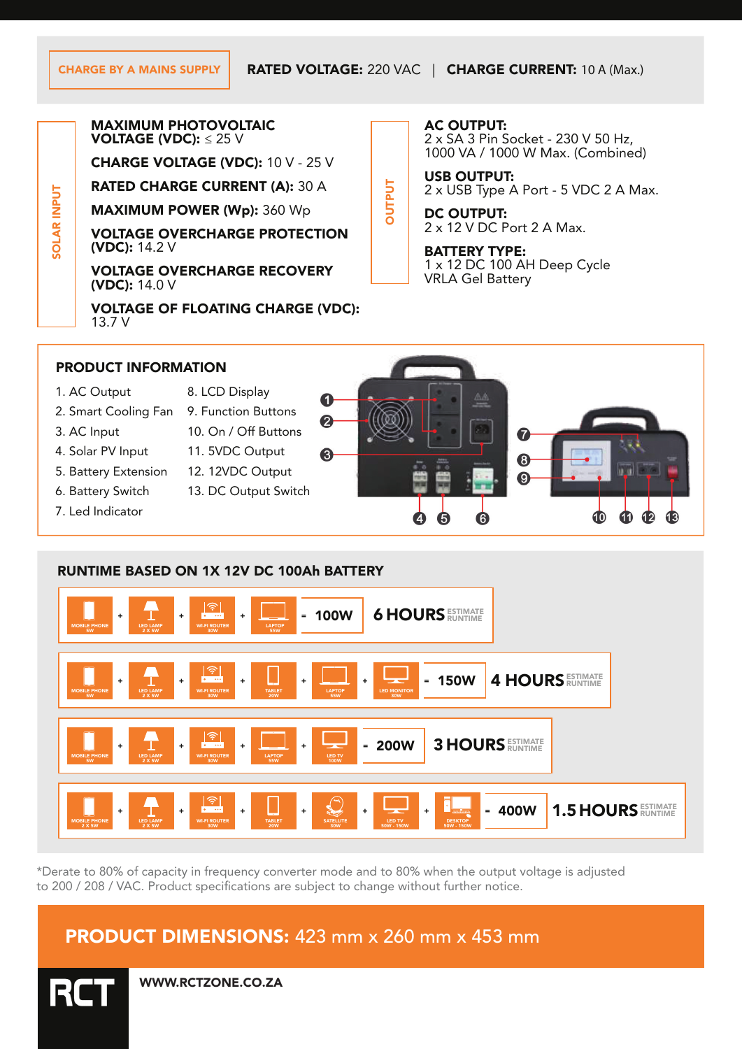CHARGE BY A MAINS SUPPLY

**RATED VOLTAGE:** 220 VAC | **CHARGE CURRENT:** 10 A (Max.)

## SOLAR INPUT

**MAXIMUM PHOTOVOLTAIC VOLTAGE (VDC):** ≤ 25 V

**CHARGE VOLTAGE (VDC):** 10 V - 25 V

**RATED CHARGE CURRENT (A):** 30 A

**MAXIMUM POWER (Wp):** 360 Wp

**VOLTAGE OVERCHARGE PROTECTION (VDC):** 14.2 V

**VOLTAGE OVERCHARGE RECOVERY (VDC):** 14.0 V

**VOLTAGE OF FLOATING CHARGE (VDC):** 13.7 V

## OUTPUT

**AC OUTPUT:**
2 x SA 3 Pin Socket - 230 V 50 Hz, 1000 VA / 1000 W Max. (Combined)

**USB OUTPUT:**
2 x USB Type A Port - 5 VDC 2 A Max.

**DC OUTPUT:**
2 x 12 V DC Port 2 A Max.

**BATTERY TYPE:**
1 x 12 DC 100 AH Deep Cycle VRLA Gel Battery

## PRODUCT INFORMATION

1. AC Output
2. Smart Cooling Fan
3. AC Input
4. Solar PV Input
5. Battery Extension
6. Battery Switch
7. Led Indicator
8. LCD Display
9. Function Buttons
10. On / Off Buttons
11. 5VDC Output
12. 12VDC Output
13. DC Output Switch

## RUNTIME BASED ON 1X 12V DC 100Ah BATTERY

MOBILE PHONE 5W + LED LAMP 2 X 5W + WI-FI ROUTER 30W + LAPTOP 55W = 100W — 6 HOURS ESTIMATE RUNTIME

MOBILE PHONE 5W + LED LAMP 2 X 5W + WI-FI ROUTER 30W + TABLET 20W + LAPTOP 55W + LED MONITOR 30W = 150W — 4 HOURS ESTIMATE RUNTIME

MOBILE PHONE 5W + LED LAMP 2 X 5W + WI-FI ROUTER 30W + LAPTOP 55W + LED TV 100W = 200W — 3 HOURS ESTIMATE RUNTIME

MOBILE PHONE 2 X 5W + LED LAMP 2 X 5W + WI-FI ROUTER 30W + TABLET 20W + SATELLITE 30W + LED TV 50W - 150W + DESKTOP 50W - 150W = 400W — 1.5 HOURS ESTIMATE RUNTIME

*Derate to 80% of capacity in frequency converter mode and to 80% when the output voltage is adjusted to 200 / 208 / VAC. Product specifications are subject to change without further notice.

**PRODUCT DIMENSIONS:** 423 mm x 260 mm x 453 mm

RCT

WWW.RCTZONE.CO.ZA